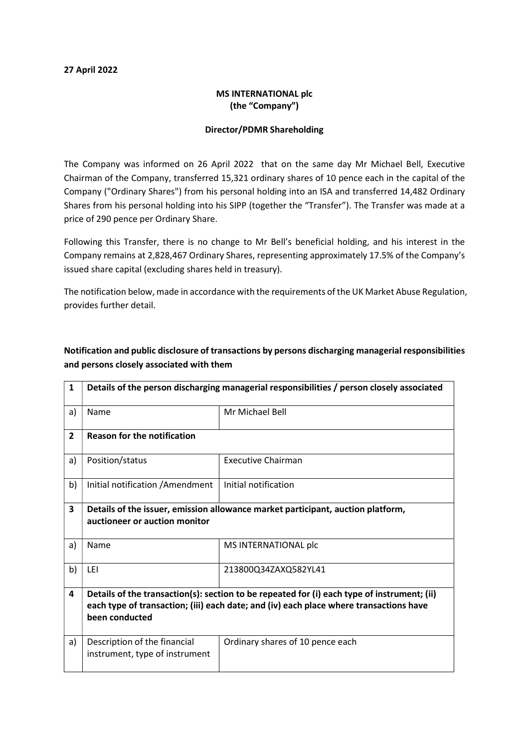**27 April 2022**

**MS INTERNATIONAL plc**
**(the "Company")**

**Director/PDMR Shareholding**

The Company was informed on 26 April 2022 that on the same day Mr Michael Bell, Executive Chairman of the Company, transferred 15,321 ordinary shares of 10 pence each in the capital of the Company ("Ordinary Shares") from his personal holding into an ISA and transferred 14,482 Ordinary Shares from his personal holding into his SIPP (together the "Transfer"). The Transfer was made at a price of 290 pence per Ordinary Share.

Following this Transfer, there is no change to Mr Bell's beneficial holding, and his interest in the Company remains at 2,828,467 Ordinary Shares, representing approximately 17.5% of the Company's issued share capital (excluding shares held in treasury).

The notification below, made in accordance with the requirements of the UK Market Abuse Regulation, provides further detail.

**Notification and public disclosure of transactions by persons discharging managerial responsibilities and persons closely associated with them**

| | | |
|---|---|---|
| **1** | **Details of the person discharging managerial responsibilities / person closely associated** | |
| a) | Name | Mr Michael Bell |
| **2** | **Reason for the notification** | |
| a) | Position/status | Executive Chairman |
| b) | Initial notification /Amendment | Initial notification |
| **3** | **Details of the issuer, emission allowance market participant, auction platform, auctioneer or auction monitor** | |
| a) | Name | MS INTERNATIONAL plc |
| b) | LEI | 213800Q34ZAXQ582YL41 |
| **4** | **Details of the transaction(s): section to be repeated for (i) each type of instrument; (ii) each type of transaction; (iii) each date; and (iv) each place where transactions have been conducted** | |
| a) | Description of the financial instrument, type of instrument | Ordinary shares of 10 pence each |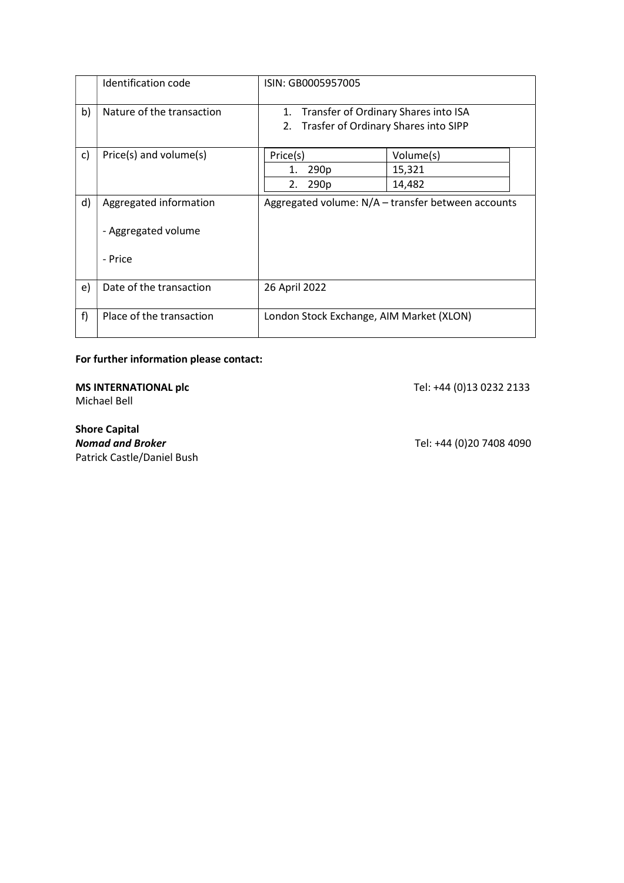| | | |
|---|---|---|
| | Identification code | ISIN: GB0005957005 |
| b) | Nature of the transaction | 1. Transfer of Ordinary Shares into ISA<br>2. Trasfer of Ordinary Shares into SIPP |
| c) | Price(s) and volume(s) | Price(s): 1. 290p — Volume(s): 15,321<br>Price(s): 2. 290p — Volume(s): 14,482 |
| d) | Aggregated information<br><br>- Aggregated volume<br><br>- Price | Aggregated volume: N/A – transfer between accounts |
| e) | Date of the transaction | 26 April 2022 |
| f) | Place of the transaction | London Stock Exchange, AIM Market (XLON) |

**For further information please contact:**

**MS INTERNATIONAL plc** Tel: +44 (0)13 0232 2133
Michael Bell

**Shore Capital**
***Nomad and Broker*** Tel: +44 (0)20 7408 4090
Patrick Castle/Daniel Bush